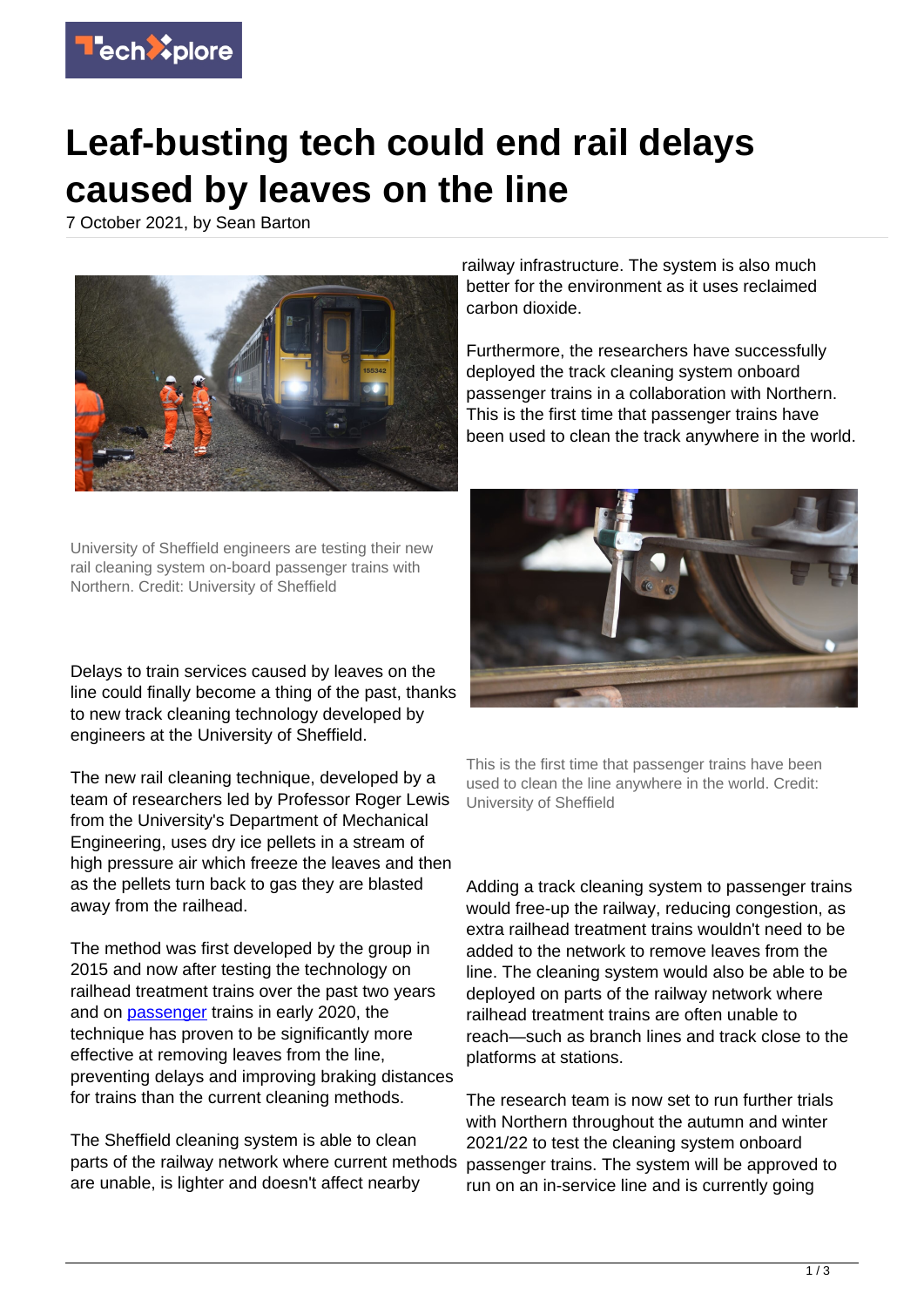# Leaf-busting tech could end rail delays caused by leaves on the line

7 October 2021, by Sean Barton

University of Sheffield engineers are testing their new rail cleaning system on-board passenger trains with Northern. Credit: University of Sheffield

Delays to train services caused by leaves on the line could finally become a thing of the past, thanks to new track cleaning technology developed by engineers at the University of Sheffield.

The new rail cleaning technique, developed by a team of researchers led by Professor Roger Lewis from the University's Department of Mechanical Engineering, uses dry ice pellets in a stream of high pressure air which freeze the leaves and then as the pellets turn back to gas they are blasted away from the railhead.

The method was first developed by the group in 2015 and now after testing the technology on railhead treatment trains over the past two years and on passenger trains in early 2020, the technique has proven to be significantly more effective at removing leaves from the line, preventing delays and improving braking distances for trains than the current cleaning methods.

The Sheffield cleaning system is able to clean parts of the railway network where current methods are unable, is lighter and doesn't affect nearby railway infrastructure. The system is also much better for the environment as it uses reclaimed carbon dioxide.

Furthermore, the researchers have successfully deployed the track cleaning system onboard passenger trains in a collaboration with Northern. This is the first time that passenger trains have been used to clean the track anywhere in the world.

This is the first time that passenger trains have been used to clean the line anywhere in the world. Credit: University of Sheffield

Adding a track cleaning system to passenger trains would free-up the railway, reducing congestion, as extra railhead treatment trains wouldn't need to be added to the network to remove leaves from the line. The cleaning system would also be able to be deployed on parts of the railway network where railhead treatment trains are often unable to reach—such as branch lines and track close to the platforms at stations.

The research team is now set to run further trials with Northern throughout the autumn and winter 2021/22 to test the cleaning system onboard passenger trains. The system will be approved to run on an in-service line and is currently going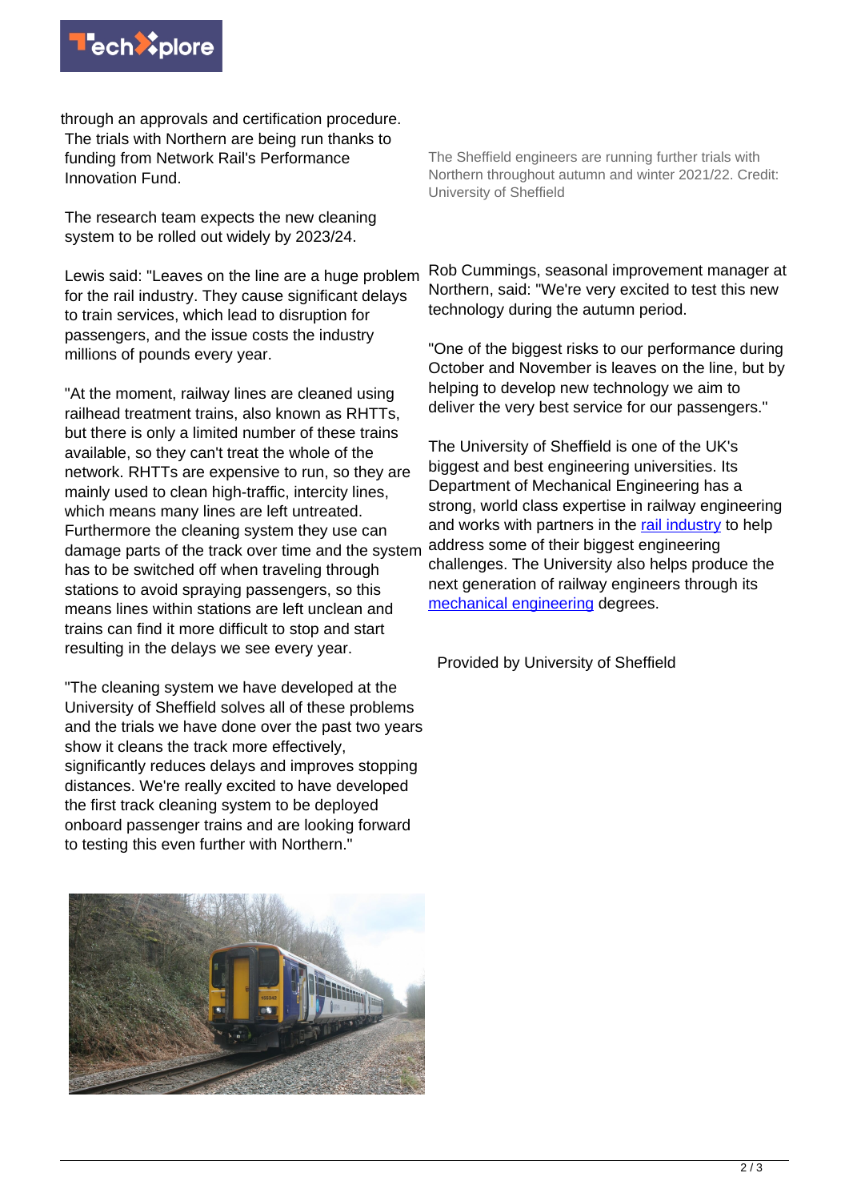through an approvals and certification procedure. The trials with Northern are being run thanks to funding from Network Rail's Performance Innovation Fund.

The research team expects the new cleaning system to be rolled out widely by 2023/24.

Lewis said: "Leaves on the line are a huge problem for the rail industry. They cause significant delays to train services, which lead to disruption for passengers, and the issue costs the industry millions of pounds every year.

"At the moment, railway lines are cleaned using railhead treatment trains, also known as RHTTs, but there is only a limited number of these trains available, so they can't treat the whole of the network. RHTTs are expensive to run, so they are mainly used to clean high-traffic, intercity lines, which means many lines are left untreated. Furthermore the cleaning system they use can damage parts of the track over time and the system has to be switched off when traveling through stations to avoid spraying passengers, so this means lines within stations are left unclean and trains can find it more difficult to stop and start resulting in the delays we see every year.

"The cleaning system we have developed at the University of Sheffield solves all of these problems and the trials we have done over the past two years show it cleans the track more effectively, significantly reduces delays and improves stopping distances. We're really excited to have developed the first track cleaning system to be deployed onboard passenger trains and are looking forward to testing this even further with Northern."

The Sheffield engineers are running further trials with Northern throughout autumn and winter 2021/22. Credit: University of Sheffield

Rob Cummings, seasonal improvement manager at Northern, said: "We're very excited to test this new technology during the autumn period.

"One of the biggest risks to our performance during October and November is leaves on the line, but by helping to develop new technology we aim to deliver the very best service for our passengers."

The University of Sheffield is one of the UK's biggest and best engineering universities. Its Department of Mechanical Engineering has a strong, world class expertise in railway engineering and works with partners in the rail industry to help address some of their biggest engineering challenges. The University also helps produce the next generation of railway engineers through its mechanical engineering degrees.

Provided by University of Sheffield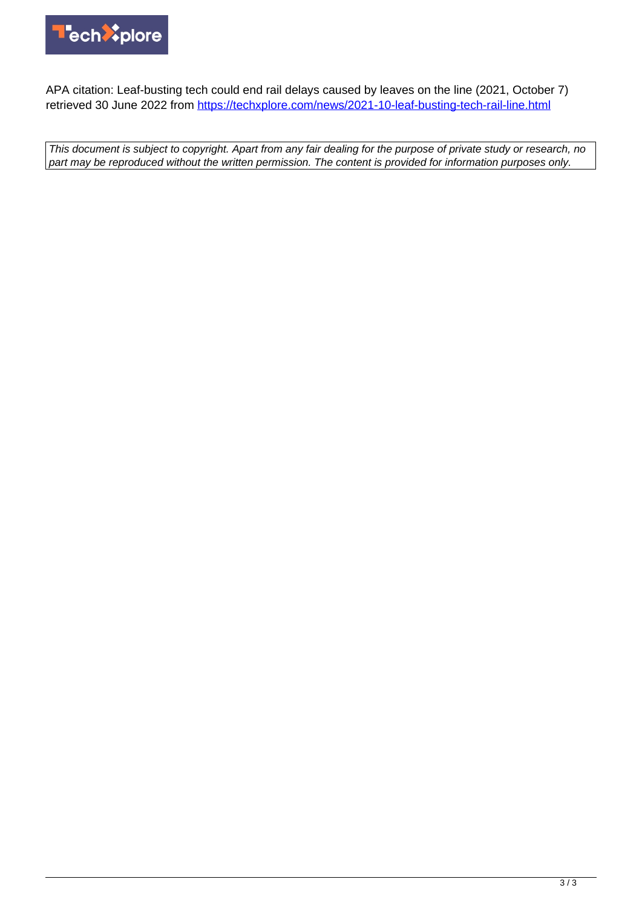APA citation: Leaf-busting tech could end rail delays caused by leaves on the line (2021, October 7) retrieved 30 June 2022 from https://techxplore.com/news/2021-10-leaf-busting-tech-rail-line.html

*This document is subject to copyright. Apart from any fair dealing for the purpose of private study or research, no part may be reproduced without the written permission. The content is provided for information purposes only.*